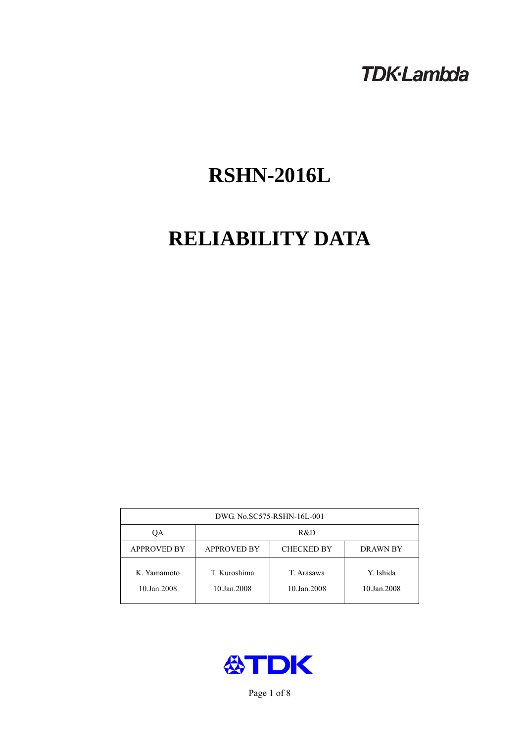TDK·Lambda

# RSHN-2016L

# RELIABILITY DATA

| DWG. No.SC575-RSHN-16L-001 | | | |
|---|---|---|---|
| QA | R&D | | |
| APPROVED BY | APPROVED BY | CHECKED BY | DRAWN BY |
| K. Yamamoto<br>10.Jan.2008 | T. Kuroshima<br>10.Jan.2008 | T. Arasawa<br>10.Jan.2008 | Y. Ishida<br>10.Jan.2008 |

TDK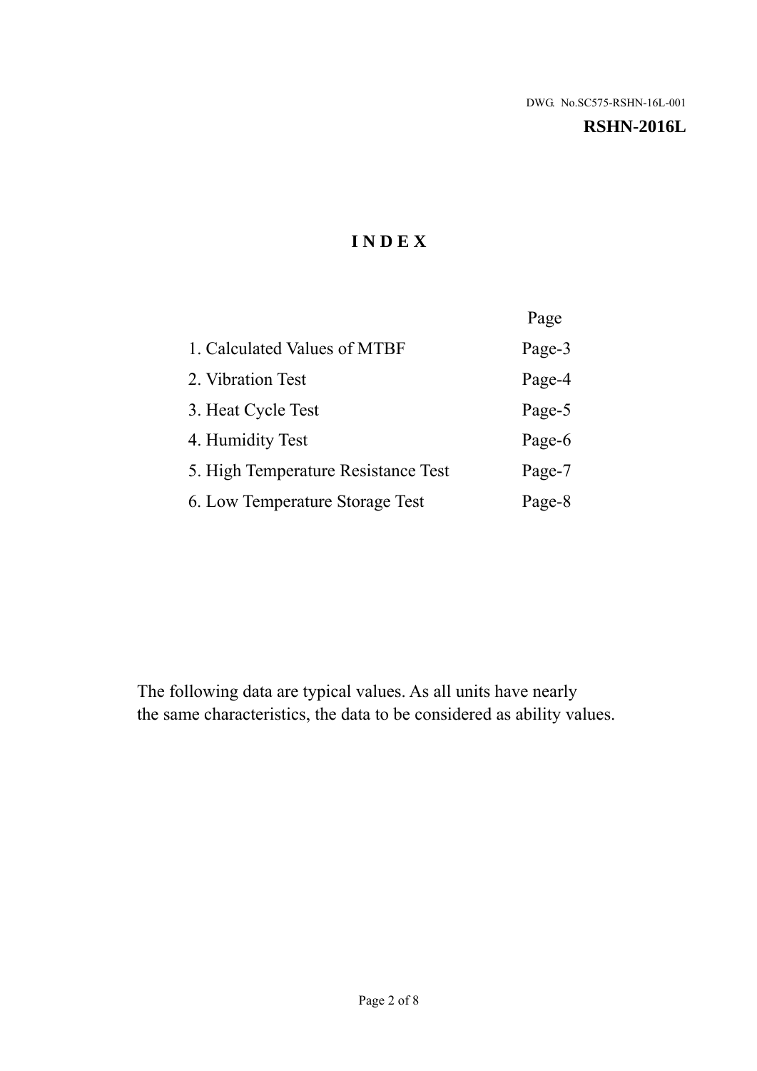DWG. No.SC575-RSHN-16L-001

**RSHN-2016L**

# INDEX

| | Page |
|---|---|
| 1. Calculated Values of MTBF | Page-3 |
| 2. Vibration Test | Page-4 |
| 3. Heat Cycle Test | Page-5 |
| 4. Humidity Test | Page-6 |
| 5. High Temperature Resistance Test | Page-7 |
| 6. Low Temperature Storage Test | Page-8 |

The following data are typical values. As all units have nearly the same characteristics, the data to be considered as ability values.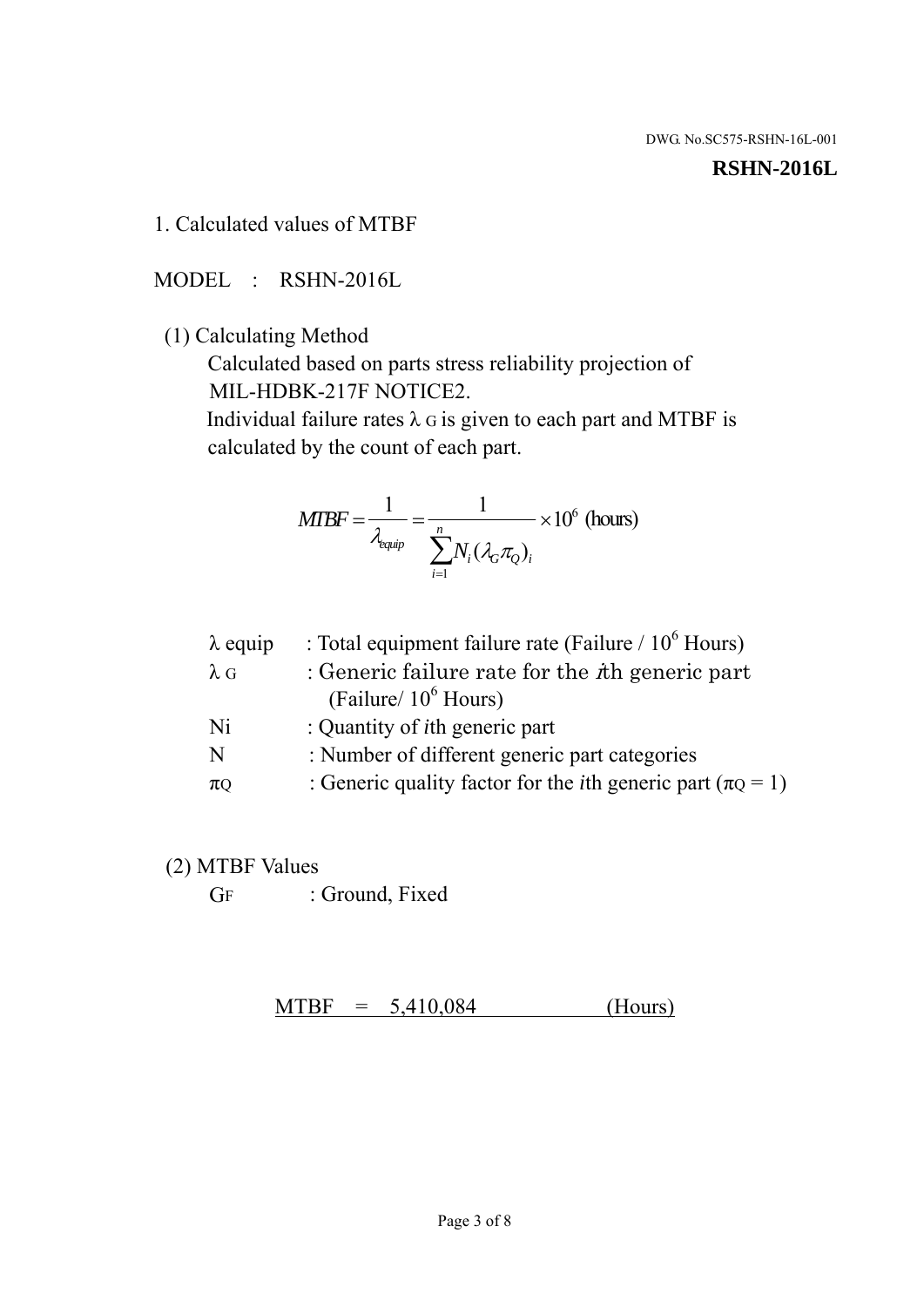DWG. No.SC575-RSHN-16L-001

**RSHN-2016L**

## 1. Calculated values of MTBF

MODEL : RSHN-2016L

(1) Calculating Method

Calculated based on parts stress reliability projection of MIL-HDBK-217F NOTICE2.

Individual failure rates $\lambda_G$ is given to each part and MTBF is calculated by the count of each part.

$$MTBF = \frac{1}{\lambda_{equip}} = \frac{1}{\sum_{i=1}^{n} N_i (\lambda_G \pi_Q)_i} \times 10^6 \text{ (hours)}$$

| | |
|---|---|
| $\lambda$ equip | : Total equipment failure rate (Failure / $10^6$ Hours) |
| $\lambda_G$ | : Generic failure rate for the $i$th generic part (Failure/ $10^6$ Hours) |
| Ni | : Quantity of $i$th generic part |
| N | : Number of different generic part categories |
| $\pi_Q$ | : Generic quality factor for the $i$th generic part ($\pi_Q = 1$) |

(2) MTBF Values

$G_F$ : Ground, Fixed

MTBF = 5,410,084 (Hours)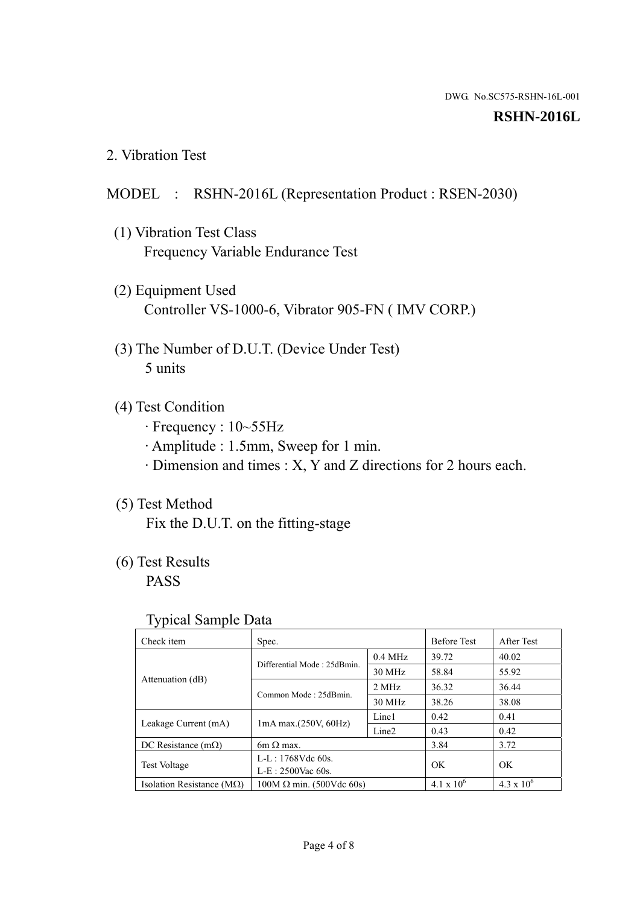DWG. No.SC575-RSHN-16L-001

**RSHN-2016L**

## 2. Vibration Test

MODEL : RSHN-2016L (Representation Product : RSEN-2030)

(1) Vibration Test Class
Frequency Variable Endurance Test

(2) Equipment Used
Controller VS-1000-6, Vibrator 905-FN ( IMV CORP.)

(3) The Number of D.U.T. (Device Under Test)
5 units

(4) Test Condition
· Frequency : 10~55Hz
· Amplitude : 1.5mm, Sweep for 1 min.
· Dimension and times : X, Y and Z directions for 2 hours each.

(5) Test Method
Fix the D.U.T. on the fitting-stage

(6) Test Results
PASS

Typical Sample Data

| Check item | Spec. | | Before Test | After Test |
|---|---|---|---|---|
| Attenuation (dB) | Differential Mode : 25dBmin. | 0.4 MHz | 39.72 | 40.02 |
| | | 30 MHz | 58.84 | 55.92 |
| | Common Mode : 25dBmin. | 2 MHz | 36.32 | 36.44 |
| | | 30 MHz | 38.26 | 38.08 |
| Leakage Current (mA) | 1mA max.(250V, 60Hz) | Line1 | 0.42 | 0.41 |
| | | Line2 | 0.43 | 0.42 |
| DC Resistance (mΩ) | 6m Ω max. | | 3.84 | 3.72 |
| Test Voltage | L-L : 1768Vdc 60s.<br>L-E : 2500Vac 60s. | | OK | OK |
| Isolation Resistance (MΩ) | 100M Ω min. (500Vdc 60s) | | $4.1 \times 10^6$ | $4.3 \times 10^6$ |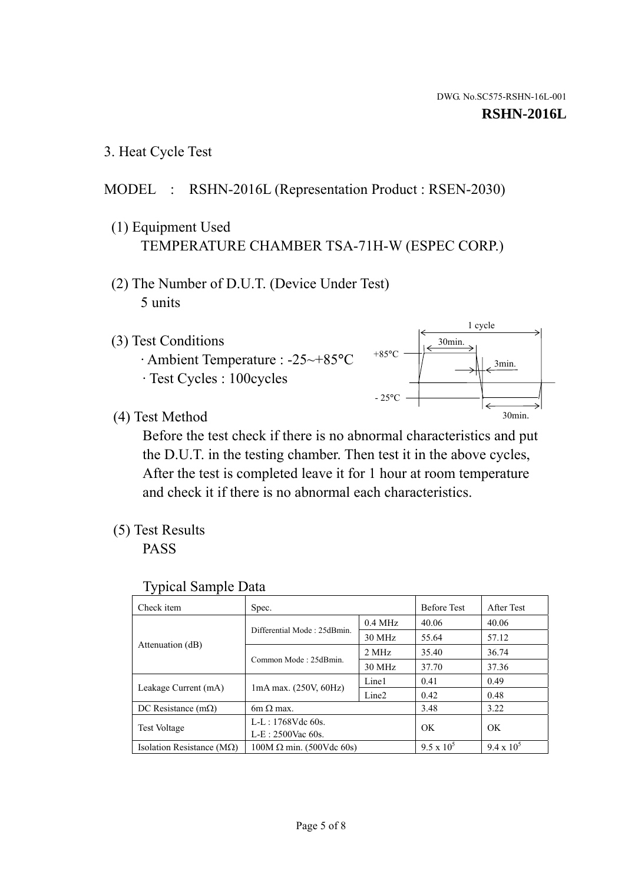DWG. No.SC575-RSHN-16L-001

**RSHN-2016L**

3. Heat Cycle Test

MODEL : RSHN-2016L (Representation Product : RSEN-2030)

(1) Equipment Used
TEMPERATURE CHAMBER TSA-71H-W (ESPEC CORP.)

(2) The Number of D.U.T. (Device Under Test)
5 units

(3) Test Conditions
· Ambient Temperature : -25~+85°C
· Test Cycles : 100cycles

1 cycle
30min.
+85°C
3min.
- 25°C
30min.

(4) Test Method
Before the test check if there is no abnormal characteristics and put the D.U.T. in the testing chamber. Then test it in the above cycles, After the test is completed leave it for 1 hour at room temperature and check it if there is no abnormal each characteristics.

(5) Test Results
PASS

Typical Sample Data

| Check item | Spec. | | Before Test | After Test |
|---|---|---|---|---|
| Attenuation (dB) | Differential Mode : 25dBmin. | 0.4 MHz | 40.06 | 40.06 |
| | | 30 MHz | 55.64 | 57.12 |
| | Common Mode : 25dBmin. | 2 MHz | 35.40 | 36.74 |
| | | 30 MHz | 37.70 | 37.36 |
| Leakage Current (mA) | 1mA max. (250V, 60Hz) | Line1 | 0.41 | 0.49 |
| | | Line2 | 0.42 | 0.48 |
| DC Resistance (mΩ) | 6m Ω max. | | 3.48 | 3.22 |
| Test Voltage | L-L : 1768Vdc 60s. L-E : 2500Vac 60s. | | OK | OK |
| Isolation Resistance (MΩ) | 100M Ω min. (500Vdc 60s) | | $9.5 \times 10^5$ | $9.4 \times 10^5$ |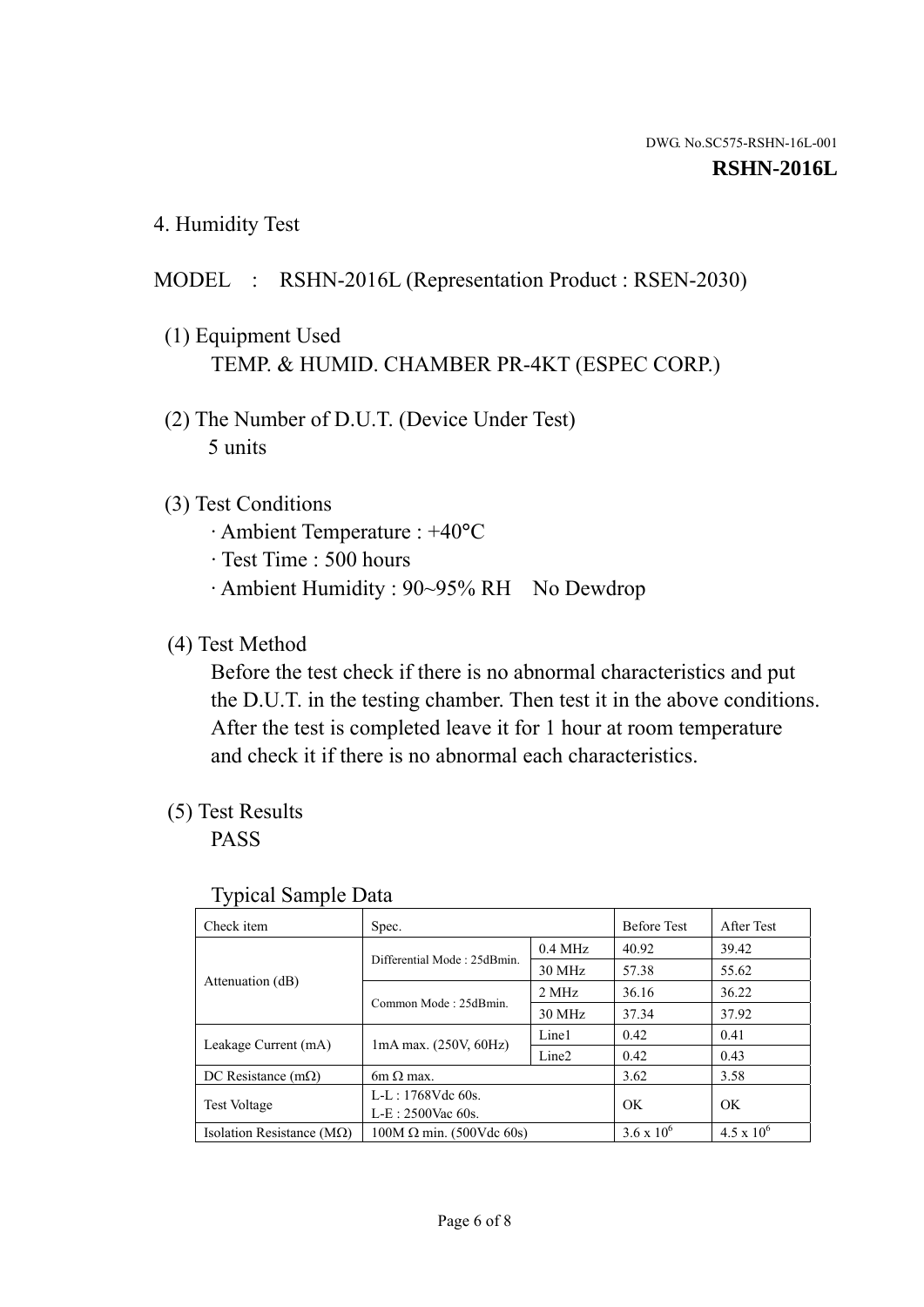DWG. No.SC575-RSHN-16L-001

**RSHN-2016L**

## 4. Humidity Test

MODEL : RSHN-2016L (Representation Product : RSEN-2030)

(1) Equipment Used
TEMP. & HUMID. CHAMBER PR-4KT (ESPEC CORP.)

(2) The Number of D.U.T. (Device Under Test)
5 units

(3) Test Conditions
· Ambient Temperature : +40°C
· Test Time : 500 hours
· Ambient Humidity : 90~95% RH No Dewdrop

(4) Test Method
Before the test check if there is no abnormal characteristics and put the D.U.T. in the testing chamber. Then test it in the above conditions. After the test is completed leave it for 1 hour at room temperature and check it if there is no abnormal each characteristics.

(5) Test Results
PASS

Typical Sample Data

| Check item | Spec. | | Before Test | After Test |
|---|---|---|---|---|
| Attenuation (dB) | Differential Mode : 25dBmin. | 0.4 MHz | 40.92 | 39.42 |
| | | 30 MHz | 57.38 | 55.62 |
| | Common Mode : 25dBmin. | 2 MHz | 36.16 | 36.22 |
| | | 30 MHz | 37.34 | 37.92 |
| Leakage Current (mA) | 1mA max. (250V, 60Hz) | Line1 | 0.42 | 0.41 |
| | | Line2 | 0.42 | 0.43 |
| DC Resistance (mΩ) | 6m Ω max. | | 3.62 | 3.58 |
| Test Voltage | L-L : 1768Vdc 60s.<br>L-E : 2500Vac 60s. | | OK | OK |
| Isolation Resistance (MΩ) | 100M Ω min. (500Vdc 60s) | | $3.6 \times 10^6$ | $4.5 \times 10^6$ |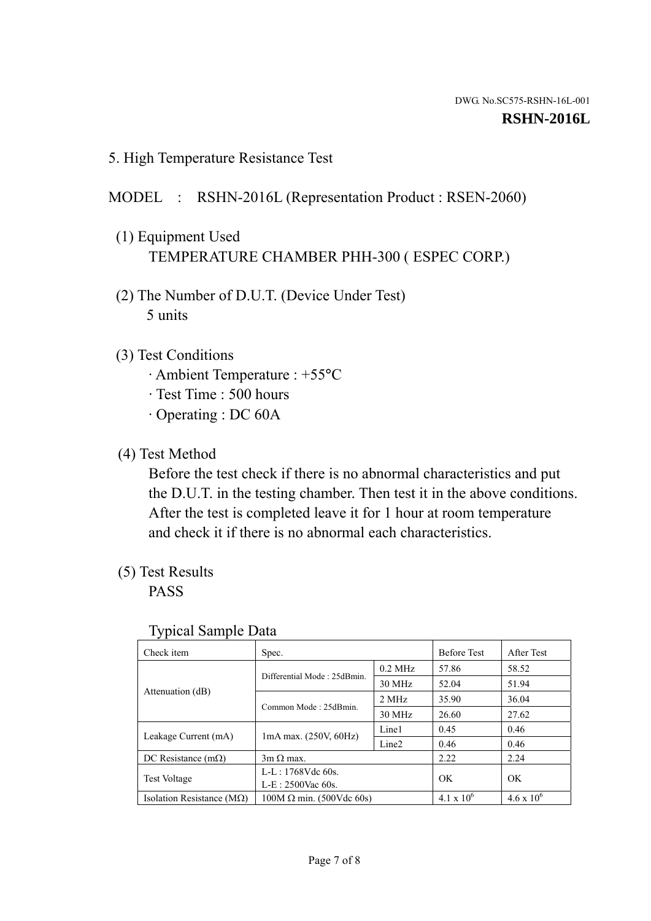DWG. No.SC575-RSHN-16L-001

**RSHN-2016L**

## 5. High Temperature Resistance Test

MODEL : RSHN-2016L (Representation Product : RSEN-2060)

(1) Equipment Used
TEMPERATURE CHAMBER PHH-300 ( ESPEC CORP.)

(2) The Number of D.U.T. (Device Under Test)
5 units

(3) Test Conditions
· Ambient Temperature : +55°C
· Test Time : 500 hours
· Operating : DC 60A

(4) Test Method
Before the test check if there is no abnormal characteristics and put the D.U.T. in the testing chamber. Then test it in the above conditions. After the test is completed leave it for 1 hour at room temperature and check it if there is no abnormal each characteristics.

(5) Test Results
PASS

Typical Sample Data

| Check item | Spec. | | Before Test | After Test |
|---|---|---|---|---|
| Attenuation (dB) | Differential Mode : 25dBmin. | 0.2 MHz | 57.86 | 58.52 |
| | | 30 MHz | 52.04 | 51.94 |
| | Common Mode : 25dBmin. | 2 MHz | 35.90 | 36.04 |
| | | 30 MHz | 26.60 | 27.62 |
| Leakage Current (mA) | 1mA max. (250V, 60Hz) | Line1 | 0.45 | 0.46 |
| | | Line2 | 0.46 | 0.46 |
| DC Resistance (mΩ) | 3m Ω max. | | 2.22 | 2.24 |
| Test Voltage | L-L : 1768Vdc 60s.<br>L-E : 2500Vac 60s. | | OK | OK |
| Isolation Resistance (MΩ) | 100M Ω min. (500Vdc 60s) | | $4.1 \times 10^6$ | $4.6 \times 10^6$ |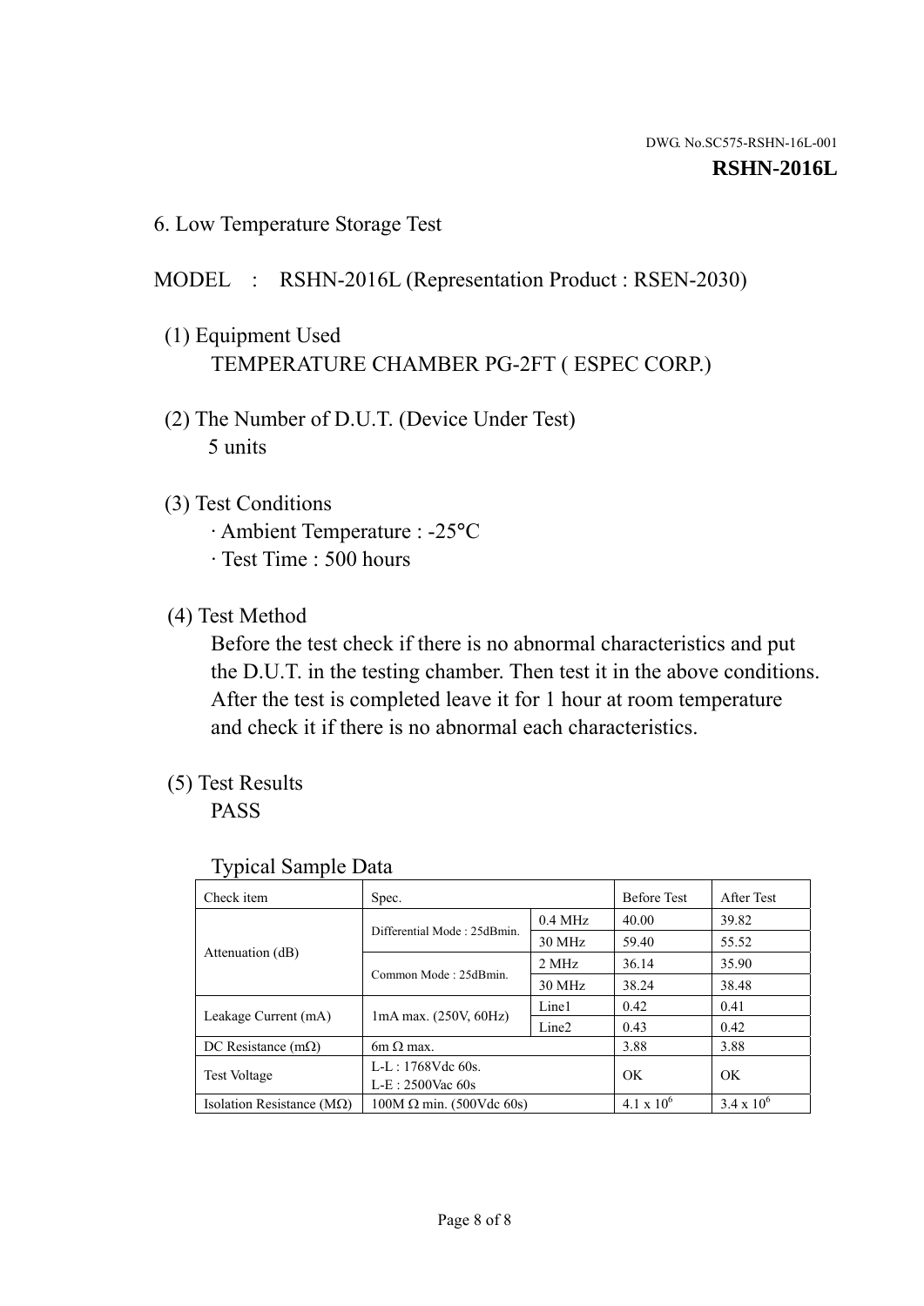DWG. No.SC575-RSHN-16L-001

**RSHN-2016L**

## 6. Low Temperature Storage Test

MODEL : RSHN-2016L (Representation Product : RSEN-2030)

(1) Equipment Used
TEMPERATURE CHAMBER PG-2FT ( ESPEC CORP.)

(2) The Number of D.U.T. (Device Under Test)
5 units

(3) Test Conditions
· Ambient Temperature : -25°C
· Test Time : 500 hours

(4) Test Method
Before the test check if there is no abnormal characteristics and put the D.U.T. in the testing chamber. Then test it in the above conditions. After the test is completed leave it for 1 hour at room temperature and check it if there is no abnormal each characteristics.

(5) Test Results
PASS

Typical Sample Data

| Check item | Spec. | | Before Test | After Test |
|---|---|---|---|---|
| Attenuation (dB) | Differential Mode : 25dBmin. | 0.4 MHz | 40.00 | 39.82 |
| | | 30 MHz | 59.40 | 55.52 |
| | Common Mode : 25dBmin. | 2 MHz | 36.14 | 35.90 |
| | | 30 MHz | 38.24 | 38.48 |
| Leakage Current (mA) | 1mA max. (250V, 60Hz) | Line1 | 0.42 | 0.41 |
| | | Line2 | 0.43 | 0.42 |
| DC Resistance (mΩ) | 6m Ω max. | | 3.88 | 3.88 |
| Test Voltage | L-L : 1768Vdc 60s. L-E : 2500Vac 60s | | OK | OK |
| Isolation Resistance (MΩ) | 100M Ω min. (500Vdc 60s) | | $4.1 \times 10^6$ | $3.4 \times 10^6$ |